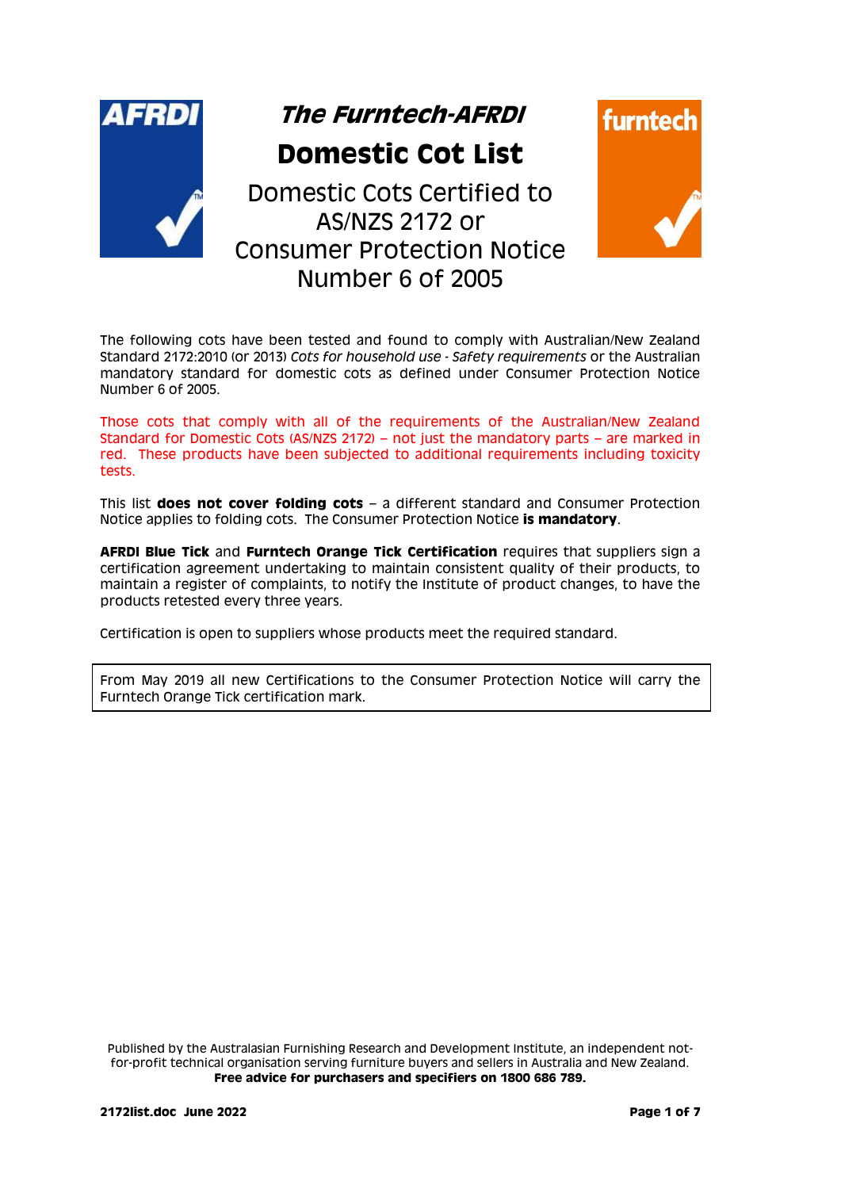# *The Furntech-AFRDI*

# Domestic Cot List

## Domestic Cots Certified to AS/NZS 2172 or Consumer Protection Notice Number 6 of 2005

The following cots have been tested and found to comply with Australian/New Zealand Standard 2172:2010 (or 2013) *Cots for household use - Safety requirements* or the Australian mandatory standard for domestic cots as defined under Consumer Protection Notice Number 6 of 2005.

Those cots that comply with all of the requirements of the Australian/New Zealand Standard for Domestic Cots (AS/NZS 2172) – not just the mandatory parts – are marked in red. These products have been subjected to additional requirements including toxicity tests.

This list **does not cover folding cots** – a different standard and Consumer Protection Notice applies to folding cots. The Consumer Protection Notice **is mandatory**.

**AFRDI Blue Tick** and **Furntech Orange Tick Certification** requires that suppliers sign a certification agreement undertaking to maintain consistent quality of their products, to maintain a register of complaints, to notify the Institute of product changes, to have the products retested every three years.

Certification is open to suppliers whose products meet the required standard.

> From May 2019 all new Certifications to the Consumer Protection Notice will carry the Furntech Orange Tick certification mark.

Published by the Australasian Furnishing Research and Development Institute, an independent not-for-profit technical organisation serving furniture buyers and sellers in Australia and New Zealand.
**Free advice for purchasers and specifiers on 1800 686 789.**

**2172list.doc June 2022**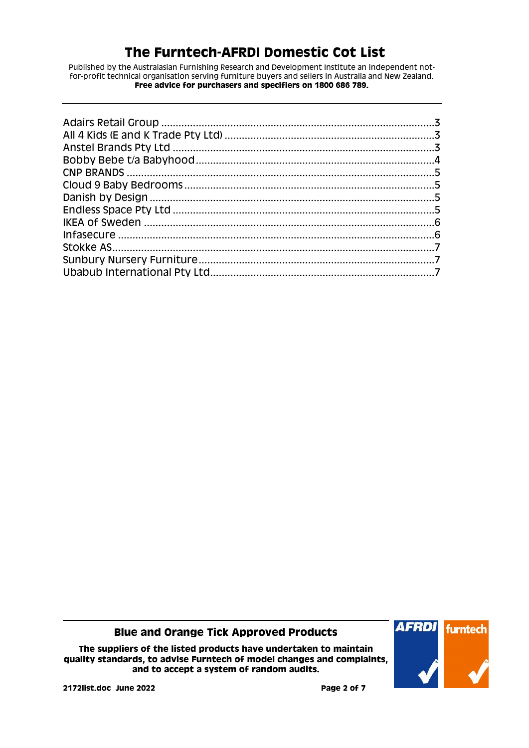# The Furntech-AFRDI Domestic Cot List

Published by the Australasian Furnishing Research and Development Institute an independent not-for-profit technical organisation serving furniture buyers and sellers in Australia and New Zealand.
**Free advice for purchasers and specifiers on 1800 686 789.**

---

Adairs Retail Group ....................................................................................3
All 4 Kids (E and K Trade Pty Ltd) ..............................................................3
Anstel Brands Pty Ltd ................................................................................3
Bobby Bebe t/a Babyhood ..........................................................................4
CNP BRANDS ............................................................................................5
Cloud 9 Baby Bedrooms ..............................................................................5
Danish by Design ........................................................................................5
Endless Space Pty Ltd ................................................................................5
IKEA of Sweden ..........................................................................................6
Infasecure ..................................................................................................6
Stokke AS....................................................................................................7
Sunbury Nursery Furniture ..........................................................................7
Ubabub International Pty Ltd.......................................................................7

---

**Blue and Orange Tick Approved Products**

**The suppliers of the listed products have undertaken to maintain quality standards, to advise Furntech of model changes and complaints, and to accept a system of random audits.**

**2172list.doc June 2022**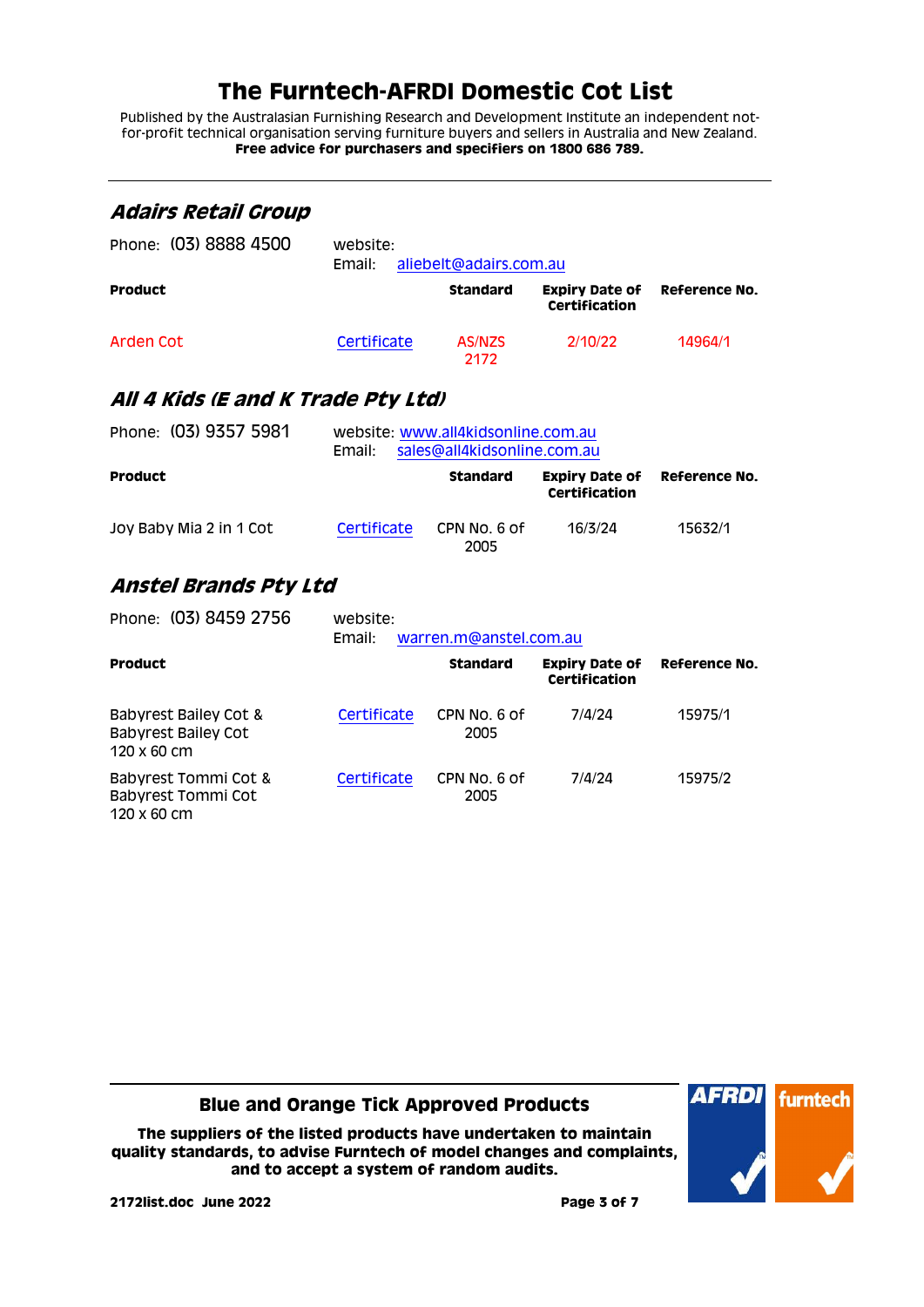# The Furntech-AFRDI Domestic Cot List

Published by the Australasian Furnishing Research and Development Institute an independent not-for-profit technical organisation serving furniture buyers and sellers in Australia and New Zealand.
**Free advice for purchasers and specifiers on 1800 686 789.**

---

## *Adairs Retail Group*

Phone: (03) 8888 4500    website:
Email: aliebelt@adairs.com.au

| Product | | Standard | Expiry Date of Certification | Reference No. |
|---|---|---|---|---|
| Arden Cot | Certificate | AS/NZS 2172 | 2/10/22 | 14964/1 |

## *All 4 Kids (E and K Trade Pty Ltd)*

Phone: (03) 9357 5981    website: www.all4kidsonline.com.au
Email: sales@all4kidsonline.com.au

| Product | | Standard | Expiry Date of Certification | Reference No. |
|---|---|---|---|---|
| Joy Baby Mia 2 in 1 Cot | Certificate | CPN No. 6 of 2005 | 16/3/24 | 15632/1 |

## *Anstel Brands Pty Ltd*

Phone: (03) 8459 2756    website:
Email: warren.m@anstel.com.au

| Product | | Standard | Expiry Date of Certification | Reference No. |
|---|---|---|---|---|
| Babyrest Bailey Cot & Babyrest Bailey Cot 120 x 60 cm | Certificate | CPN No. 6 of 2005 | 7/4/24 | 15975/1 |
| Babyrest Tommi Cot & Babyrest Tommi Cot 120 x 60 cm | Certificate | CPN No. 6 of 2005 | 7/4/24 | 15975/2 |

---

**Blue and Orange Tick Approved Products**

**The suppliers of the listed products have undertaken to maintain quality standards, to advise Furntech of model changes and complaints, and to accept a system of random audits.**

**2172list.doc June 2022**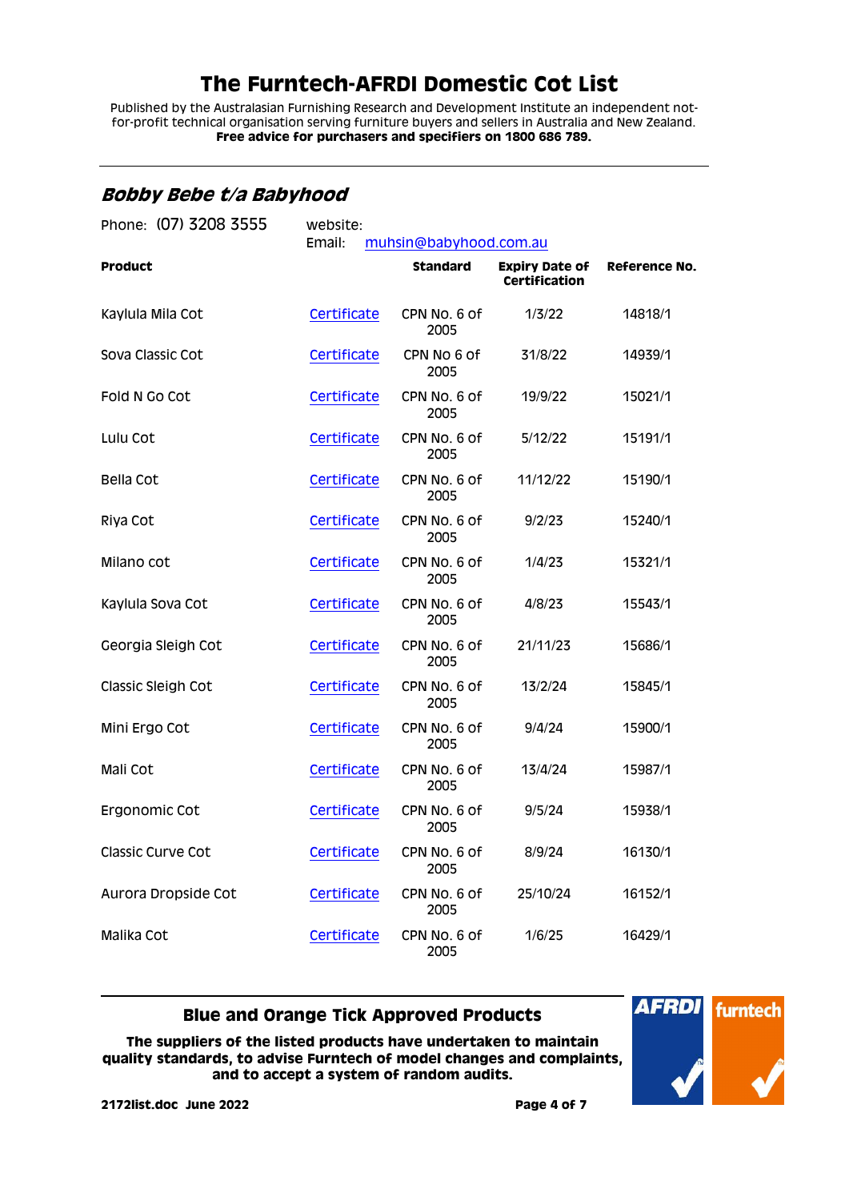# The Furntech-AFRDI Domestic Cot List

Published by the Australasian Furnishing Research and Development Institute an independent not-for-profit technical organisation serving furniture buyers and sellers in Australia and New Zealand.
**Free advice for purchasers and specifiers on 1800 686 789.**

## *Bobby Bebe t/a Babyhood*

Phone: (07) 3208 3555 website:
Email: muhsin@babyhood.com.au

| Product | | Standard | Expiry Date of Certification | Reference No. |
|---|---|---|---|---|
| Kaylula Mila Cot | Certificate | CPN No. 6 of 2005 | 1/3/22 | 14818/1 |
| Sova Classic Cot | Certificate | CPN No 6 of 2005 | 31/8/22 | 14939/1 |
| Fold N Go Cot | Certificate | CPN No. 6 of 2005 | 19/9/22 | 15021/1 |
| Lulu Cot | Certificate | CPN No. 6 of 2005 | 5/12/22 | 15191/1 |
| Bella Cot | Certificate | CPN No. 6 of 2005 | 11/12/22 | 15190/1 |
| Riya Cot | Certificate | CPN No. 6 of 2005 | 9/2/23 | 15240/1 |
| Milano cot | Certificate | CPN No. 6 of 2005 | 1/4/23 | 15321/1 |
| Kaylula Sova Cot | Certificate | CPN No. 6 of 2005 | 4/8/23 | 15543/1 |
| Georgia Sleigh Cot | Certificate | CPN No. 6 of 2005 | 21/11/23 | 15686/1 |
| Classic Sleigh Cot | Certificate | CPN No. 6 of 2005 | 13/2/24 | 15845/1 |
| Mini Ergo Cot | Certificate | CPN No. 6 of 2005 | 9/4/24 | 15900/1 |
| Mali Cot | Certificate | CPN No. 6 of 2005 | 13/4/24 | 15987/1 |
| Ergonomic Cot | Certificate | CPN No. 6 of 2005 | 9/5/24 | 15938/1 |
| Classic Curve Cot | Certificate | CPN No. 6 of 2005 | 8/9/24 | 16130/1 |
| Aurora Dropside Cot | Certificate | CPN No. 6 of 2005 | 25/10/24 | 16152/1 |
| Malika Cot | Certificate | CPN No. 6 of 2005 | 1/6/25 | 16429/1 |

**Blue and Orange Tick Approved Products**

**The suppliers of the listed products have undertaken to maintain quality standards, to advise Furntech of model changes and complaints, and to accept a system of random audits.**

**2172list.doc June 2022**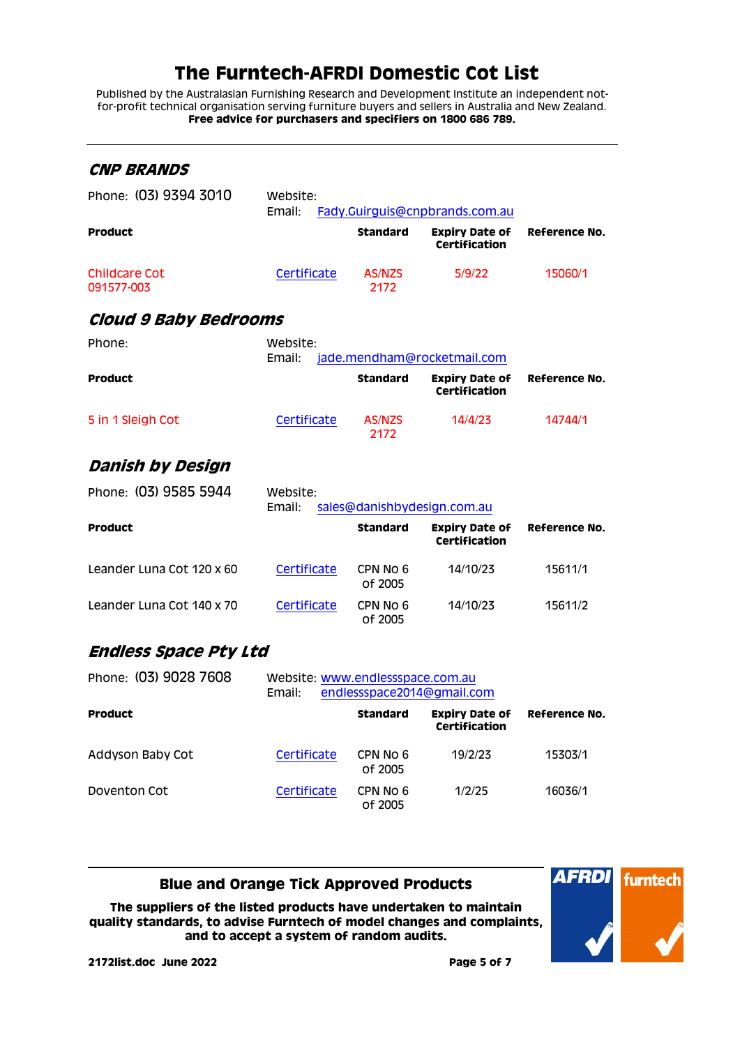# The Furntech-AFRDI Domestic Cot List

Published by the Australasian Furnishing Research and Development Institute an independent not-for-profit technical organisation serving furniture buyers and sellers in Australia and New Zealand.
**Free advice for purchasers and specifiers on 1800 686 789.**

---

## *CNP BRANDS*

Phone: (03) 9394 3010

Website:
Email: Fady.Guirguis@cnpbrands.com.au

| Product | | Standard | Expiry Date of Certification | Reference No. |
|---|---|---|---|---|
| Childcare Cot 091577-003 | Certificate | AS/NZS 2172 | 5/9/22 | 15060/1 |

## *Cloud 9 Baby Bedrooms*

Phone:

Website:
Email: jade.mendham@rocketmail.com

| Product | | Standard | Expiry Date of Certification | Reference No. |
|---|---|---|---|---|
| 5 in 1 Sleigh Cot | Certificate | AS/NZS 2172 | 14/4/23 | 14744/1 |

## *Danish by Design*

Phone: (03) 9585 5944

Website:
Email: sales@danishbydesign.com.au

| Product | | Standard | Expiry Date of Certification | Reference No. |
|---|---|---|---|---|
| Leander Luna Cot 120 x 60 | Certificate | CPN No 6 of 2005 | 14/10/23 | 15611/1 |
| Leander Luna Cot 140 x 70 | Certificate | CPN No 6 of 2005 | 14/10/23 | 15611/2 |

## *Endless Space Pty Ltd*

Phone: (03) 9028 7608

Website: www.endlessspace.com.au
Email: endlessspace2014@gmail.com

| Product | | Standard | Expiry Date of Certification | Reference No. |
|---|---|---|---|---|
| Addyson Baby Cot | Certificate | CPN No 6 of 2005 | 19/2/23 | 15303/1 |
| Doventon Cot | Certificate | CPN No 6 of 2005 | 1/2/25 | 16036/1 |

---

**Blue and Orange Tick Approved Products**

**The suppliers of the listed products have undertaken to maintain quality standards, to advise Furntech of model changes and complaints, and to accept a system of random audits.**

**2172list.doc June 2022**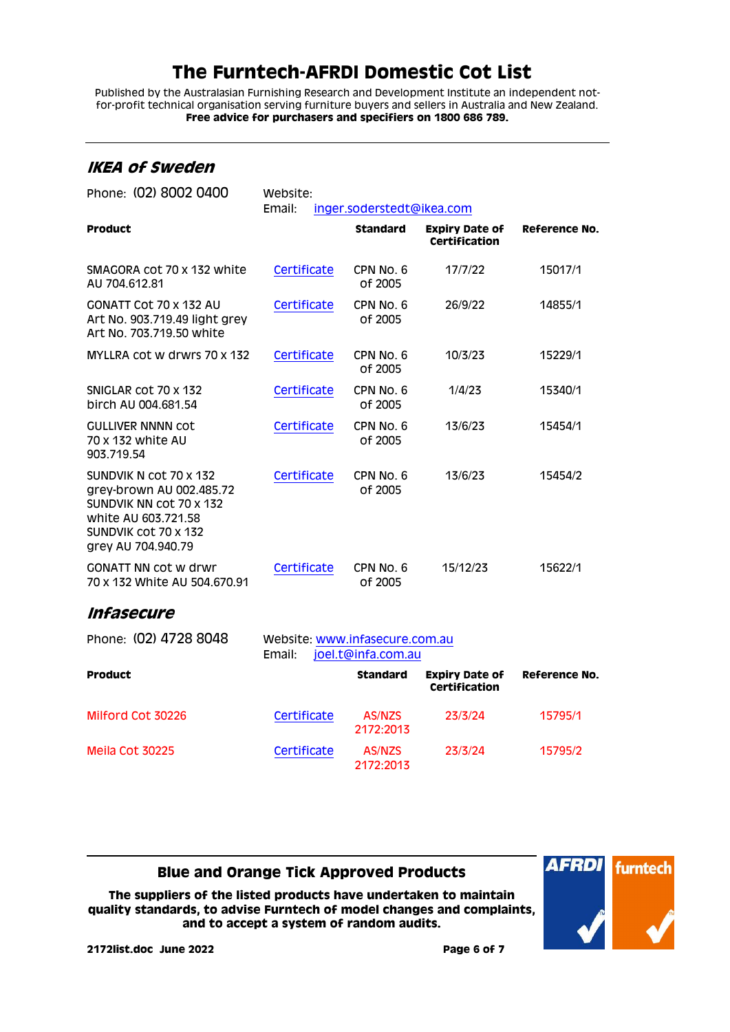# The Furntech-AFRDI Domestic Cot List

Published by the Australasian Furnishing Research and Development Institute an independent not-for-profit technical organisation serving furniture buyers and sellers in Australia and New Zealand.
**Free advice for purchasers and specifiers on 1800 686 789.**

## *IKEA of Sweden*

Phone: (02) 8002 0400

Website:
Email: inger.soderstedt@ikea.com

| Product | | Standard | Expiry Date of Certification | Reference No. |
|---|---|---|---|---|
| SMAGORA cot 70 x 132 white AU 704.612.81 | Certificate | CPN No. 6 of 2005 | 17/7/22 | 15017/1 |
| GONATT Cot 70 x 132 AU Art No. 903.719.49 light grey Art No. 703.719.50 white | Certificate | CPN No. 6 of 2005 | 26/9/22 | 14855/1 |
| MYLLRA cot w drwrs 70 x 132 | Certificate | CPN No. 6 of 2005 | 10/3/23 | 15229/1 |
| SNIGLAR cot 70 x 132 birch AU 004.681.54 | Certificate | CPN No. 6 of 2005 | 1/4/23 | 15340/1 |
| GULLIVER NNNN cot 70 x 132 white AU 903.719.54 | Certificate | CPN No. 6 of 2005 | 13/6/23 | 15454/1 |
| SUNDVIK N cot 70 x 132 grey-brown AU 002.485.72 SUNDVIK NN cot 70 x 132 white AU 603.721.58 SUNDVIK cot 70 x 132 grey AU 704.940.79 | Certificate | CPN No. 6 of 2005 | 13/6/23 | 15454/2 |
| GONATT NN cot w drwr 70 x 132 White AU 504.670.91 | Certificate | CPN No. 6 of 2005 | 15/12/23 | 15622/1 |

## *Infasecure*

Phone: (02) 4728 8048

Website: www.infasecure.com.au
Email: joel.t@infa.com.au

| Product | | Standard | Expiry Date of Certification | Reference No. |
|---|---|---|---|---|
| Milford Cot 30226 | Certificate | AS/NZS 2172:2013 | 23/3/24 | 15795/1 |
| Meila Cot 30225 | Certificate | AS/NZS 2172:2013 | 23/3/24 | 15795/2 |

**Blue and Orange Tick Approved Products**

**The suppliers of the listed products have undertaken to maintain quality standards, to advise Furntech of model changes and complaints, and to accept a system of random audits.**

**2172list.doc June 2022**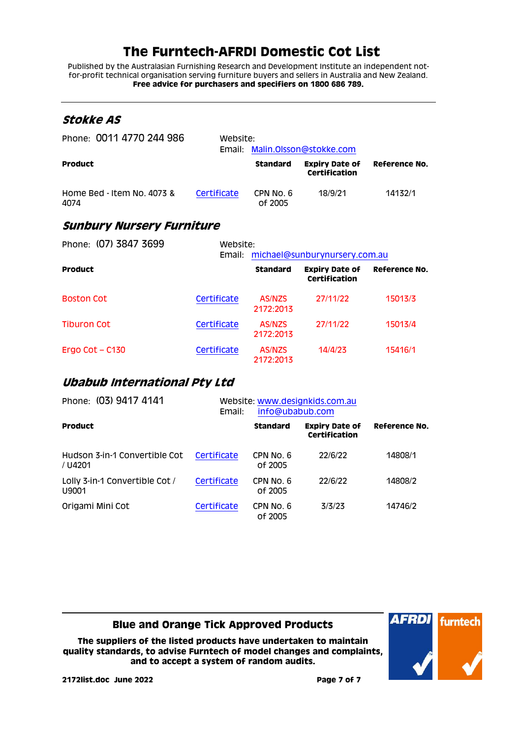# The Furntech-AFRDI Domestic Cot List

Published by the Australasian Furnishing Research and Development Institute an independent not-for-profit technical organisation serving furniture buyers and sellers in Australia and New Zealand.
**Free advice for purchasers and specifiers on 1800 686 789.**

## *Stokke AS*

Phone: 0011 4770 244 986 | Website: | Email: Malin.Olsson@stokke.com

| Product | | Standard | Expiry Date of Certification | Reference No. |
|---|---|---|---|---|
| Home Bed - Item No. 4073 & 4074 | Certificate | CPN No. 6 of 2005 | 18/9/21 | 14132/1 |

## *Sunbury Nursery Furniture*

Phone: (07) 3847 3699 | Website: | Email: michael@sunburynursery.com.au

| Product | | Standard | Expiry Date of Certification | Reference No. |
|---|---|---|---|---|
| Boston Cot | Certificate | AS/NZS 2172:2013 | 27/11/22 | 15013/3 |
| Tiburon Cot | Certificate | AS/NZS 2172:2013 | 27/11/22 | 15013/4 |
| Ergo Cot – C130 | Certificate | AS/NZS 2172:2013 | 14/4/23 | 15416/1 |

## *Ubabub International Pty Ltd*

Phone: (03) 9417 4141 | Website: www.designkids.com.au | Email: info@ubabub.com

| Product | | Standard | Expiry Date of Certification | Reference No. |
|---|---|---|---|---|
| Hudson 3-in-1 Convertible Cot / U4201 | Certificate | CPN No. 6 of 2005 | 22/6/22 | 14808/1 |
| Lolly 3-in-1 Convertible Cot / U9001 | Certificate | CPN No. 6 of 2005 | 22/6/22 | 14808/2 |
| Origami Mini Cot | Certificate | CPN No. 6 of 2005 | 3/3/23 | 14746/2 |

**Blue and Orange Tick Approved Products**

**The suppliers of the listed products have undertaken to maintain quality standards, to advise Furntech of model changes and complaints, and to accept a system of random audits.**

**2172list.doc June 2022**